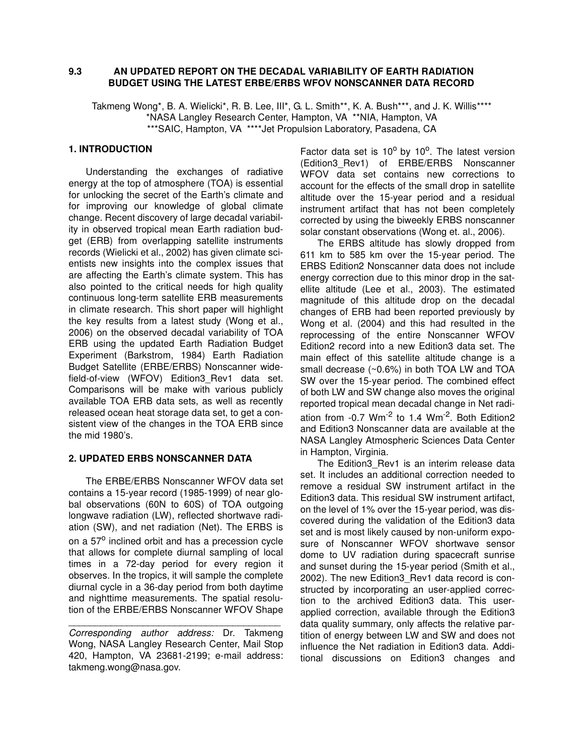# 9.3 AN UPDATED REPORT ON THE DECADAL VARIABILITY OF EARTH RADIATION BUDGET USING THE LATEST ERBE/ERBS WFOV NONSCANNER DATA RECORD

Takmeng Wong*, B. A. Wielicki*, R. B. Lee, III*, G. L. Smith**, K. A. Bush***, and J. K. Willis****
*NASA Langley Research Center, Hampton, VA **NIA, Hampton, VA
***SAIC, Hampton, VA ****Jet Propulsion Laboratory, Pasadena, CA

## 1. INTRODUCTION

Understanding the exchanges of radiative energy at the top of atmosphere (TOA) is essential for unlocking the secret of the Earth's climate and for improving our knowledge of global climate change. Recent discovery of large decadal variability in observed tropical mean Earth radiation budget (ERB) from overlapping satellite instruments records (Wielicki et al., 2002) has given climate scientists new insights into the complex issues that are affecting the Earth's climate system. This has also pointed to the critical needs for high quality continuous long-term satellite ERB measurements in climate research. This short paper will highlight the key results from a latest study (Wong et al., 2006) on the observed decadal variability of TOA ERB using the updated Earth Radiation Budget Experiment (Barkstrom, 1984) Earth Radiation Budget Satellite (ERBE/ERBS) Nonscanner wide-field-of-view (WFOV) Edition3_Rev1 data set. Comparisons will be make with various publicly available TOA ERB data sets, as well as recently released ocean heat storage data set, to get a consistent view of the changes in the TOA ERB since the mid 1980's.

## 2. UPDATED ERBS NONSCANNER DATA

The ERBE/ERBS Nonscanner WFOV data set contains a 15-year record (1985-1999) of near global observations (60N to 60S) of TOA outgoing longwave radiation (LW), reflected shortwave radiation (SW), and net radiation (Net). The ERBS is on a 57$^{o}$ inclined orbit and has a precession cycle that allows for complete diurnal sampling of local times in a 72-day period for every region it observes. In the tropics, it will sample the complete diurnal cycle in a 36-day period from both daytime and nighttime measurements. The spatial resolution of the ERBE/ERBS Nonscanner WFOV Shape Factor data set is 10$^{o}$ by 10$^{o}$. The latest version (Edition3_Rev1) of ERBE/ERBS Nonscanner WFOV data set contains new corrections to account for the effects of the small drop in satellite altitude over the 15-year period and a residual instrument artifact that has not been completely corrected by using the biweekly ERBS nonscanner solar constant observations (Wong et. al., 2006).

The ERBS altitude has slowly dropped from 611 km to 585 km over the 15-year period. The ERBS Edition2 Nonscanner data does not include energy correction due to this minor drop in the satellite altitude (Lee et al., 2003). The estimated magnitude of this altitude drop on the decadal changes of ERB had been reported previously by Wong et al. (2004) and this had resulted in the reprocessing of the entire Nonscanner WFOV Edition2 record into a new Edition3 data set. The main effect of this satellite altitude change is a small decrease (~0.6%) in both TOA LW and TOA SW over the 15-year period. The combined effect of both LW and SW change also moves the original reported tropical mean decadal change in Net radiation from -0.7 Wm$^{-2}$ to 1.4 Wm$^{-2}$. Both Edition2 and Edition3 Nonscanner data are available at the NASA Langley Atmospheric Sciences Data Center in Hampton, Virginia.

The Edition3_Rev1 is an interim release data set. It includes an additional correction needed to remove a residual SW instrument artifact in the Edition3 data. This residual SW instrument artifact, on the level of 1% over the 15-year period, was discovered during the validation of the Edition3 data set and is most likely caused by non-uniform exposure of Nonscanner WFOV shortwave sensor dome to UV radiation during spacecraft sunrise and sunset during the 15-year period (Smith et al., 2002). The new Edition3_Rev1 data record is constructed by incorporating an user-applied correction to the archived Edition3 data. This user-applied correction, available through the Edition3 data quality summary, only affects the relative partition of energy between LW and SW and does not influence the Net radiation in Edition3 data. Additional discussions on Edition3 changes and

---

*Corresponding author address:* Dr. Takmeng Wong, NASA Langley Research Center, Mail Stop 420, Hampton, VA 23681-2199; e-mail address: takmeng.wong@nasa.gov.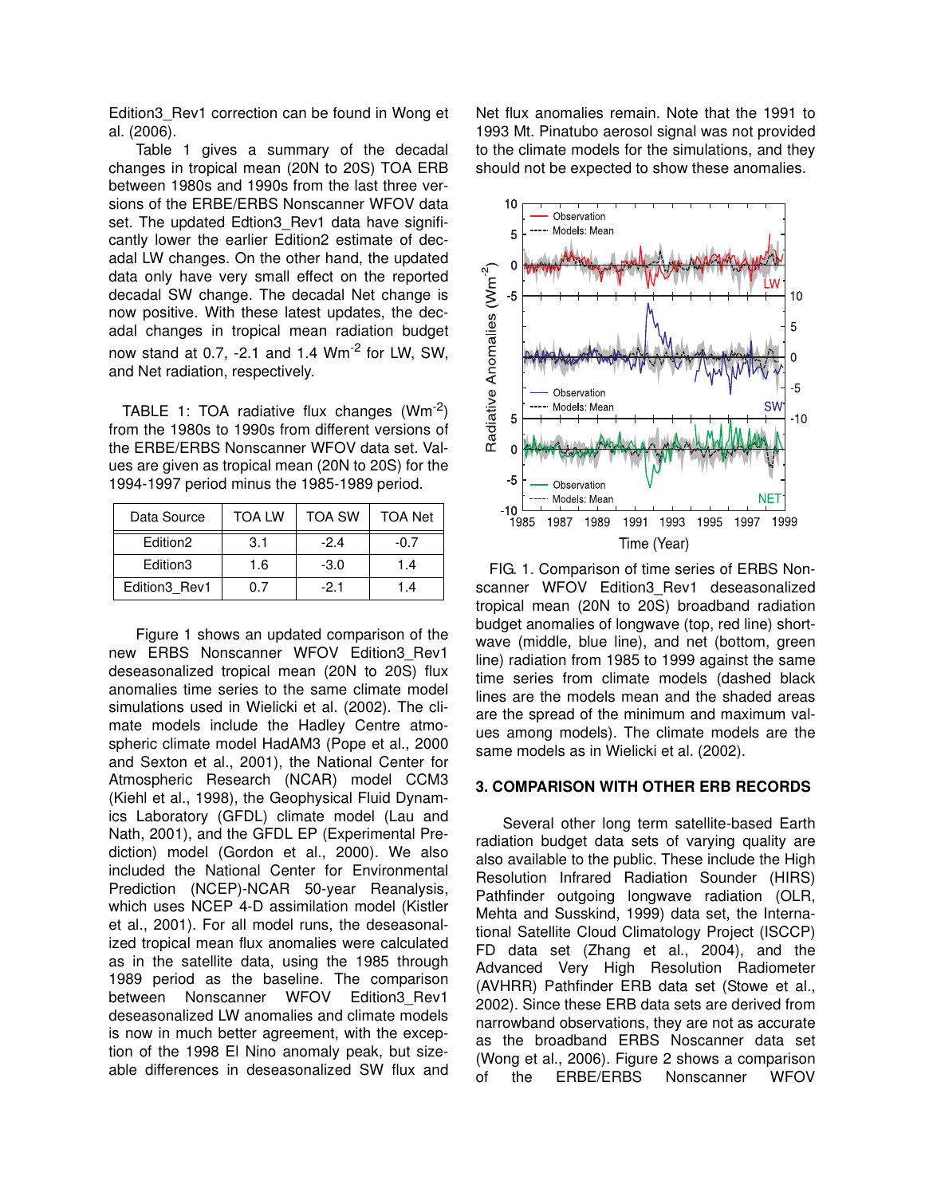Edition3_Rev1 correction can be found in Wong et al. (2006).

Table 1 gives a summary of the decadal changes in tropical mean (20N to 20S) TOA ERB between 1980s and 1990s from the last three versions of the ERBE/ERBS Nonscanner WFOV data set. The updated Edtion3_Rev1 data have significantly lower the earlier Edition2 estimate of decadal LW changes. On the other hand, the updated data only have very small effect on the reported decadal SW change. The decadal Net change is now positive. With these latest updates, the decadal changes in tropical mean radiation budget now stand at 0.7, -2.1 and 1.4 $Wm^{-2}$ for LW, SW, and Net radiation, respectively.

TABLE 1: TOA radiative flux changes ($Wm^{-2}$) from the 1980s to 1990s from different versions of the ERBE/ERBS Nonscanner WFOV data set. Values are given as tropical mean (20N to 20S) for the 1994-1997 period minus the 1985-1989 period.

| Data Source | TOA LW | TOA SW | TOA Net |
|---|---|---|---|
| Edition2 | 3.1 | -2.4 | -0.7 |
| Edition3 | 1.6 | -3.0 | 1.4 |
| Edition3_Rev1 | 0.7 | -2.1 | 1.4 |

Figure 1 shows an updated comparison of the new ERBS Nonscanner WFOV Edition3_Rev1 deseasonalized tropical mean (20N to 20S) flux anomalies time series to the same climate model simulations used in Wielicki et al. (2002). The climate models include the Hadley Centre atmospheric climate model HadAM3 (Pope et al., 2000 and Sexton et al., 2001), the National Center for Atmospheric Research (NCAR) model CCM3 (Kiehl et al., 1998), the Geophysical Fluid Dynamics Laboratory (GFDL) climate model (Lau and Nath, 2001), and the GFDL EP (Experimental Prediction) model (Gordon et al., 2000). We also included the National Center for Environmental Prediction (NCEP)-NCAR 50-year Reanalysis, which uses NCEP 4-D assimilation model (Kistler et al., 2001). For all model runs, the deseasonalized tropical mean flux anomalies were calculated as in the satellite data, using the 1985 through 1989 period as the baseline. The comparison between Nonscanner WFOV Edition3_Rev1 deseasonalized LW anomalies and climate models is now in much better agreement, with the exception of the 1998 El Nino anomaly peak, but sizeable differences in deseasonalized SW flux and Net flux anomalies remain. Note that the 1991 to 1993 Mt. Pinatubo aerosol signal was not provided to the climate models for the simulations, and they should not be expected to show these anomalies.

FIG. 1. Comparison of time series of ERBS Nonscanner WFOV Edition3_Rev1 deseasonalized tropical mean (20N to 20S) broadband radiation budget anomalies of longwave (top, red line) shortwave (middle, blue line), and net (bottom, green line) radiation from 1985 to 1999 against the same time series from climate models (dashed black lines are the models mean and the shaded areas are the spread of the minimum and maximum values among models). The climate models are the same models as in Wielicki et al. (2002).

## 3. COMPARISON WITH OTHER ERB RECORDS

Several other long term satellite-based Earth radiation budget data sets of varying quality are also available to the public. These include the High Resolution Infrared Radiation Sounder (HIRS) Pathfinder outgoing longwave radiation (OLR, Mehta and Susskind, 1999) data set, the International Satellite Cloud Climatology Project (ISCCP) FD data set (Zhang et al., 2004), and the Advanced Very High Resolution Radiometer (AVHRR) Pathfinder ERB data set (Stowe et al., 2002). Since these ERB data sets are derived from narrowband observations, they are not as accurate as the broadband ERBS Noscanner data set (Wong et al., 2006). Figure 2 shows a comparison of the ERBE/ERBS Nonscanner WFOV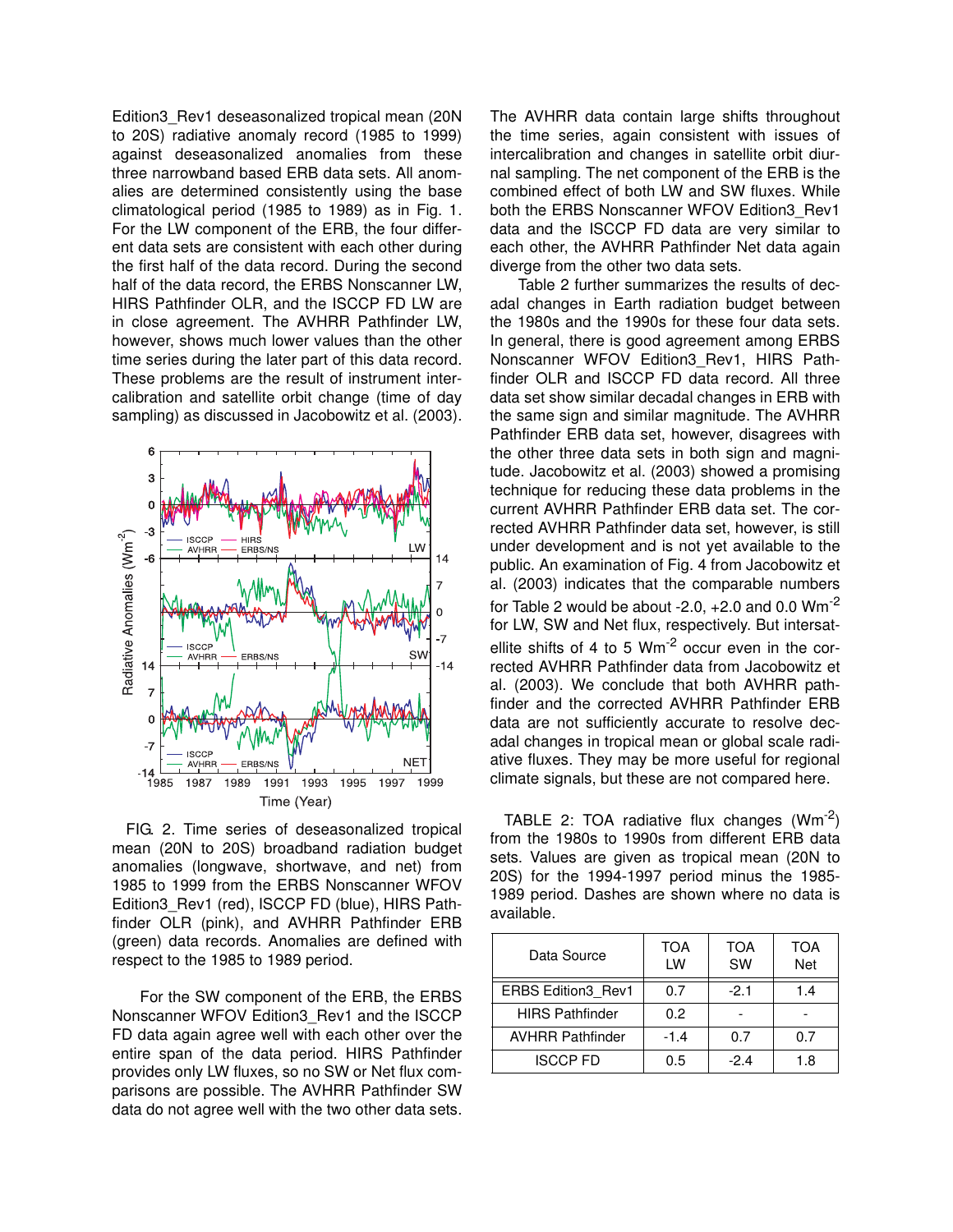Edition3_Rev1 deseasonalized tropical mean (20N to 20S) radiative anomaly record (1985 to 1999) against deseasonalized anomalies from these three narrowband based ERB data sets. All anomalies are determined consistently using the base climatological period (1985 to 1989) as in Fig. 1. For the LW component of the ERB, the four different data sets are consistent with each other during the first half of the data record. During the second half of the data record, the ERBS Nonscanner LW, HIRS Pathfinder OLR, and the ISCCP FD LW are in close agreement. The AVHRR Pathfinder LW, however, shows much lower values than the other time series during the later part of this data record. These problems are the result of instrument intercalibration and satellite orbit change (time of day sampling) as discussed in Jacobowitz et al. (2003).

FIG. 2. Time series of deseasonalized tropical mean (20N to 20S) broadband radiation budget anomalies (longwave, shortwave, and net) from 1985 to 1999 from the ERBS Nonscanner WFOV Edition3_Rev1 (red), ISCCP FD (blue), HIRS Pathfinder OLR (pink), and AVHRR Pathfinder ERB (green) data records. Anomalies are defined with respect to the 1985 to 1989 period.

For the SW component of the ERB, the ERBS Nonscanner WFOV Edition3_Rev1 and the ISCCP FD data again agree well with each other over the entire span of the data period. HIRS Pathfinder provides only LW fluxes, so no SW or Net flux comparisons are possible. The AVHRR Pathfinder SW data do not agree well with the two other data sets. The AVHRR data contain large shifts throughout the time series, again consistent with issues of intercalibration and changes in satellite orbit diurnal sampling. The net component of the ERB is the combined effect of both LW and SW fluxes. While both the ERBS Nonscanner WFOV Edition3_Rev1 data and the ISCCP FD data are very similar to each other, the AVHRR Pathfinder Net data again diverge from the other two data sets.

Table 2 further summarizes the results of decadal changes in Earth radiation budget between the 1980s and the 1990s for these four data sets. In general, there is good agreement among ERBS Nonscanner WFOV Edition3_Rev1, HIRS Pathfinder OLR and ISCCP FD data record. All three data set show similar decadal changes in ERB with the same sign and similar magnitude. The AVHRR Pathfinder ERB data set, however, disagrees with the other three data sets in both sign and magnitude. Jacobowitz et al. (2003) showed a promising technique for reducing these data problems in the current AVHRR Pathfinder ERB data set. The corrected AVHRR Pathfinder data set, however, is still under development and is not yet available to the public. An examination of Fig. 4 from Jacobowitz et al. (2003) indicates that the comparable numbers for Table 2 would be about -2.0, +2.0 and 0.0 $Wm^{-2}$ for LW, SW and Net flux, respectively. But intersatellite shifts of 4 to 5 $Wm^{-2}$ occur even in the corrected AVHRR Pathfinder data from Jacobowitz et al. (2003). We conclude that both AVHRR pathfinder and the corrected AVHRR Pathfinder ERB data are not sufficiently accurate to resolve decadal changes in tropical mean or global scale radiative fluxes. They may be more useful for regional climate signals, but these are not compared here.

TABLE 2: TOA radiative flux changes ($Wm^{-2}$) from the 1980s to 1990s from different ERB data sets. Values are given as tropical mean (20N to 20S) for the 1994-1997 period minus the 1985-1989 period. Dashes are shown where no data is available.

| Data Source | TOA LW | TOA SW | TOA Net |
|---|---|---|---|
| ERBS Edition3_Rev1 | 0.7 | -2.1 | 1.4 |
| HIRS Pathfinder | 0.2 | - | - |
| AVHRR Pathfinder | -1.4 | 0.7 | 0.7 |
| ISCCP FD | 0.5 | -2.4 | 1.8 |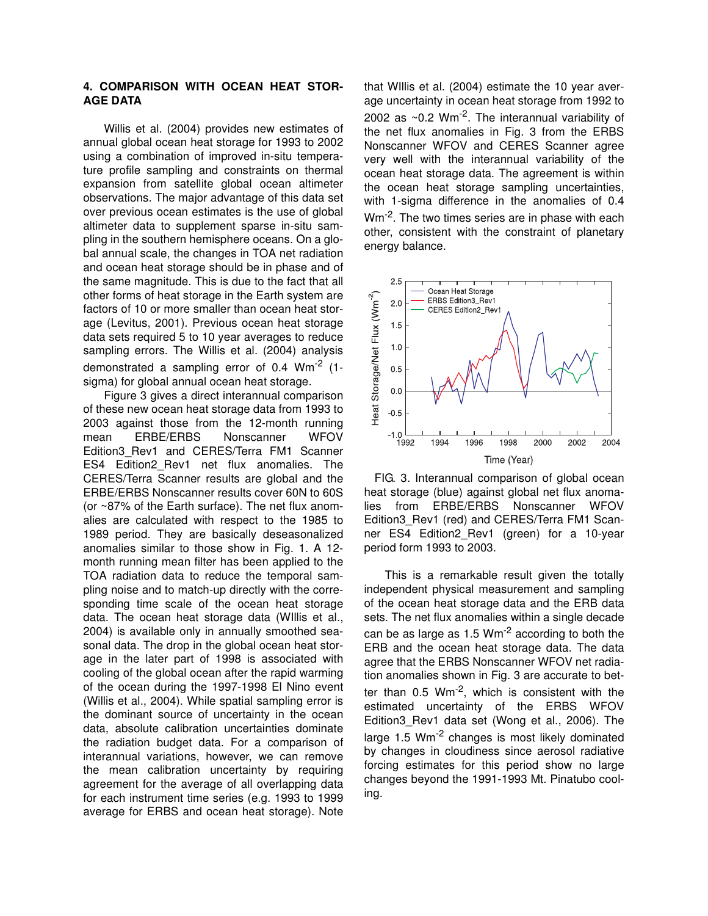## 4. COMPARISON WITH OCEAN HEAT STORAGE DATA

Willis et al. (2004) provides new estimates of annual global ocean heat storage for 1993 to 2002 using a combination of improved in-situ temperature profile sampling and constraints on thermal expansion from satellite global ocean altimeter observations. The major advantage of this data set over previous ocean estimates is the use of global altimeter data to supplement sparse in-situ sampling in the southern hemisphere oceans. On a global annual scale, the changes in TOA net radiation and ocean heat storage should be in phase and of the same magnitude. This is due to the fact that all other forms of heat storage in the Earth system are factors of 10 or more smaller than ocean heat storage (Levitus, 2001). Previous ocean heat storage data sets required 5 to 10 year averages to reduce sampling errors. The Willis et al. (2004) analysis demonstrated a sampling error of 0.4 $Wm^{-2}$ (1-sigma) for global annual ocean heat storage.

Figure 3 gives a direct interannual comparison of these new ocean heat storage data from 1993 to 2003 against those from the 12-month running mean ERBE/ERBS Nonscanner WFOV Edition3_Rev1 and CERES/Terra FM1 Scanner ES4 Edition2_Rev1 net flux anomalies. The CERES/Terra Scanner results are global and the ERBE/ERBS Nonscanner results cover 60N to 60S (or ~87% of the Earth surface). The net flux anomalies are calculated with respect to the 1985 to 1989 period. They are basically deseasonalized anomalies similar to those show in Fig. 1. A 12-month running mean filter has been applied to the TOA radiation data to reduce the temporal sampling noise and to match-up directly with the corresponding time scale of the ocean heat storage data. The ocean heat storage data (WIllis et al., 2004) is available only in annually smoothed seasonal data. The drop in the global ocean heat storage in the later part of 1998 is associated with cooling of the global ocean after the rapid warming of the ocean during the 1997-1998 El Nino event (Willis et al., 2004). While spatial sampling error is the dominant source of uncertainty in the ocean data, absolute calibration uncertainties dominate the radiation budget data. For a comparison of interannual variations, however, we can remove the mean calibration uncertainty by requiring agreement for the average of all overlapping data for each instrument time series (e.g. 1993 to 1999 average for ERBS and ocean heat storage). Note that WIllis et al. (2004) estimate the 10 year average uncertainty in ocean heat storage from 1992 to 2002 as ~0.2 $Wm^{-2}$. The interannual variability of the net flux anomalies in Fig. 3 from the ERBS Nonscanner WFOV and CERES Scanner agree very well with the interannual variability of the ocean heat storage data. The agreement is within the ocean heat storage sampling uncertainties, with 1-sigma difference in the anomalies of 0.4 $Wm^{-2}$. The two times series are in phase with each other, consistent with the constraint of planetary energy balance.

FIG. 3. Interannual comparison of global ocean heat storage (blue) against global net flux anomalies from ERBE/ERBS Nonscanner WFOV Edition3_Rev1 (red) and CERES/Terra FM1 Scanner ES4 Edition2_Rev1 (green) for a 10-year period form 1993 to 2003.

This is a remarkable result given the totally independent physical measurement and sampling of the ocean heat storage data and the ERB data sets. The net flux anomalies within a single decade can be as large as 1.5 $Wm^{-2}$ according to both the ERB and the ocean heat storage data. The data agree that the ERBS Nonscanner WFOV net radiation anomalies shown in Fig. 3 are accurate to better than 0.5 $Wm^{-2}$, which is consistent with the estimated uncertainty of the ERBS WFOV Edition3_Rev1 data set (Wong et al., 2006). The large 1.5 $Wm^{-2}$ changes is most likely dominated by changes in cloudiness since aerosol radiative forcing estimates for this period show no large changes beyond the 1991-1993 Mt. Pinatubo cooling.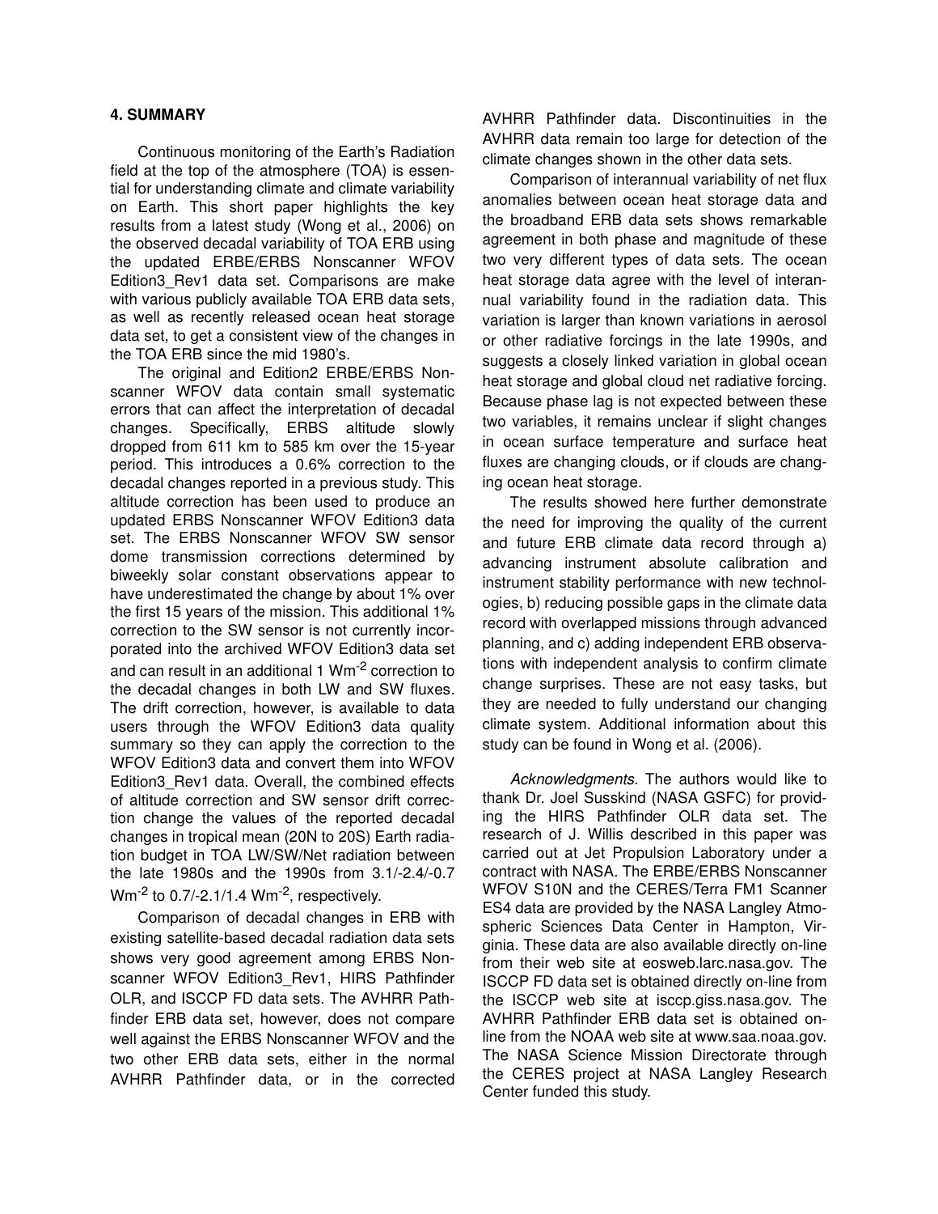## 4. SUMMARY

Continuous monitoring of the Earth's Radiation field at the top of the atmosphere (TOA) is essential for understanding climate and climate variability on Earth. This short paper highlights the key results from a latest study (Wong et al., 2006) on the observed decadal variability of TOA ERB using the updated ERBE/ERBS Nonscanner WFOV Edition3_Rev1 data set. Comparisons are make with various publicly available TOA ERB data sets, as well as recently released ocean heat storage data set, to get a consistent view of the changes in the TOA ERB since the mid 1980's.

The original and Edition2 ERBE/ERBS Nonscanner WFOV data contain small systematic errors that can affect the interpretation of decadal changes. Specifically, ERBS altitude slowly dropped from 611 km to 585 km over the 15-year period. This introduces a 0.6% correction to the decadal changes reported in a previous study. This altitude correction has been used to produce an updated ERBS Nonscanner WFOV Edition3 data set. The ERBS Nonscanner WFOV SW sensor dome transmission corrections determined by biweekly solar constant observations appear to have underestimated the change by about 1% over the first 15 years of the mission. This additional 1% correction to the SW sensor is not currently incorporated into the archived WFOV Edition3 data set and can result in an additional 1 $Wm^{-2}$ correction to the decadal changes in both LW and SW fluxes. The drift correction, however, is available to data users through the WFOV Edition3 data quality summary so they can apply the correction to the WFOV Edition3 data and convert them into WFOV Edition3_Rev1 data. Overall, the combined effects of altitude correction and SW sensor drift correction change the values of the reported decadal changes in tropical mean (20N to 20S) Earth radiation budget in TOA LW/SW/Net radiation between the late 1980s and the 1990s from 3.1/-2.4/-0.7 $Wm^{-2}$ to 0.7/-2.1/1.4 $Wm^{-2}$, respectively.

Comparison of decadal changes in ERB with existing satellite-based decadal radiation data sets shows very good agreement among ERBS Nonscanner WFOV Edition3_Rev1, HIRS Pathfinder OLR, and ISCCP FD data sets. The AVHRR Pathfinder ERB data set, however, does not compare well against the ERBS Nonscanner WFOV and the two other ERB data sets, either in the normal AVHRR Pathfinder data, or in the corrected AVHRR Pathfinder data. Discontinuities in the AVHRR data remain too large for detection of the climate changes shown in the other data sets.

Comparison of interannual variability of net flux anomalies between ocean heat storage data and the broadband ERB data sets shows remarkable agreement in both phase and magnitude of these two very different types of data sets. The ocean heat storage data agree with the level of interannual variability found in the radiation data. This variation is larger than known variations in aerosol or other radiative forcings in the late 1990s, and suggests a closely linked variation in global ocean heat storage and global cloud net radiative forcing. Because phase lag is not expected between these two variables, it remains unclear if slight changes in ocean surface temperature and surface heat fluxes are changing clouds, or if clouds are changing ocean heat storage.

The results showed here further demonstrate the need for improving the quality of the current and future ERB climate data record through a) advancing instrument absolute calibration and instrument stability performance with new technologies, b) reducing possible gaps in the climate data record with overlapped missions through advanced planning, and c) adding independent ERB observations with independent analysis to confirm climate change surprises. These are not easy tasks, but they are needed to fully understand our changing climate system. Additional information about this study can be found in Wong et al. (2006).

*Acknowledgments.* The authors would like to thank Dr. Joel Susskind (NASA GSFC) for providing the HIRS Pathfinder OLR data set. The research of J. Willis described in this paper was carried out at Jet Propulsion Laboratory under a contract with NASA. The ERBE/ERBS Nonscanner WFOV S10N and the CERES/Terra FM1 Scanner ES4 data are provided by the NASA Langley Atmospheric Sciences Data Center in Hampton, Virginia. These data are also available directly on-line from their web site at eosweb.larc.nasa.gov. The ISCCP FD data set is obtained directly on-line from the ISCCP web site at isccp.giss.nasa.gov. The AVHRR Pathfinder ERB data set is obtained online from the NOAA web site at www.saa.noaa.gov. The NASA Science Mission Directorate through the CERES project at NASA Langley Research Center funded this study.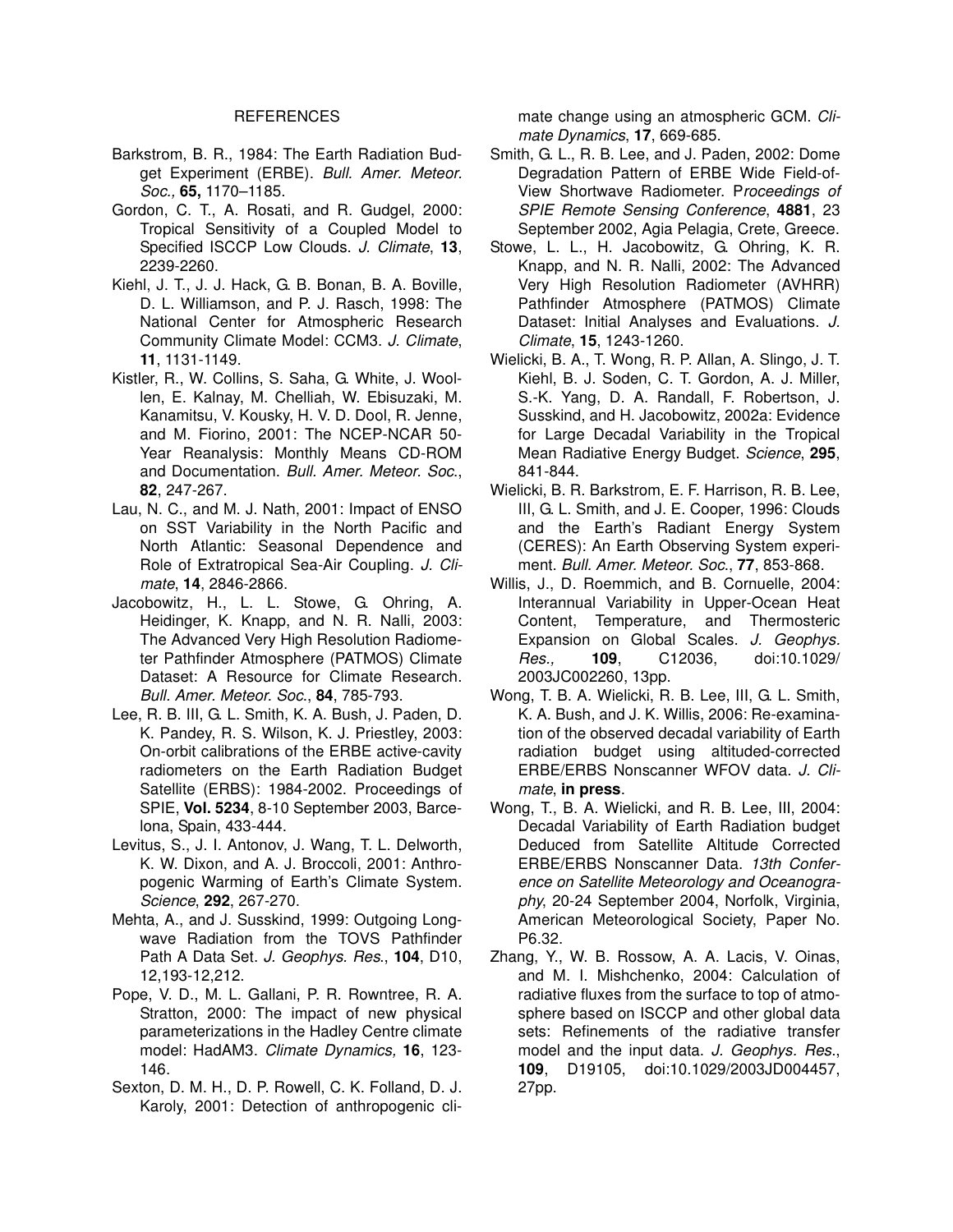## REFERENCES

Barkstrom, B. R., 1984: The Earth Radiation Budget Experiment (ERBE). *Bull. Amer. Meteor. Soc.,* **65,** 1170–1185.

Gordon, C. T., A. Rosati, and R. Gudgel, 2000: Tropical Sensitivity of a Coupled Model to Specified ISCCP Low Clouds. *J. Climate*, **13**, 2239-2260.

Kiehl, J. T., J. J. Hack, G. B. Bonan, B. A. Boville, D. L. Williamson, and P. J. Rasch, 1998: The National Center for Atmospheric Research Community Climate Model: CCM3. *J. Climate*, **11**, 1131-1149.

Kistler, R., W. Collins, S. Saha, G. White, J. Woollen, E. Kalnay, M. Chelliah, W. Ebisuzaki, M. Kanamitsu, V. Kousky, H. V. D. Dool, R. Jenne, and M. Fiorino, 2001: The NCEP-NCAR 50-Year Reanalysis: Monthly Means CD-ROM and Documentation. *Bull. Amer. Meteor. Soc.*, **82**, 247-267.

Lau, N. C., and M. J. Nath, 2001: Impact of ENSO on SST Variability in the North Pacific and North Atlantic: Seasonal Dependence and Role of Extratropical Sea-Air Coupling. *J. Climate*, **14**, 2846-2866.

Jacobowitz, H., L. L. Stowe, G. Ohring, A. Heidinger, K. Knapp, and N. R. Nalli, 2003: The Advanced Very High Resolution Radiometer Pathfinder Atmosphere (PATMOS) Climate Dataset: A Resource for Climate Research. *Bull. Amer. Meteor. Soc.*, **84**, 785-793.

Lee, R. B. III, G. L. Smith, K. A. Bush, J. Paden, D. K. Pandey, R. S. Wilson, K. J. Priestley, 2003: On-orbit calibrations of the ERBE active-cavity radiometers on the Earth Radiation Budget Satellite (ERBS): 1984-2002. Proceedings of SPIE, **Vol. 5234**, 8-10 September 2003, Barcelona, Spain, 433-444.

Levitus, S., J. I. Antonov, J. Wang, T. L. Delworth, K. W. Dixon, and A. J. Broccoli, 2001: Anthropogenic Warming of Earth's Climate System. *Science*, **292**, 267-270.

Mehta, A., and J. Susskind, 1999: Outgoing Longwave Radiation from the TOVS Pathfinder Path A Data Set. *J. Geophys. Res.*, **104**, D10, 12,193-12,212.

Pope, V. D., M. L. Gallani, P. R. Rowntree, R. A. Stratton, 2000: The impact of new physical parameterizations in the Hadley Centre climate model: HadAM3. *Climate Dynamics,* **16**, 123-146.

Sexton, D. M. H., D. P. Rowell, C. K. Folland, D. J. Karoly, 2001: Detection of anthropogenic climate change using an atmospheric GCM. *Climate Dynamics*, **17**, 669-685.

Smith, G. L., R. B. Lee, and J. Paden, 2002: Dome Degradation Pattern of ERBE Wide Field-of-View Shortwave Radiometer. P*roceedings of SPIE Remote Sensing Conference*, **4881**, 23 September 2002, Agia Pelagia, Crete, Greece.

Stowe, L. L., H. Jacobowitz, G. Ohring, K. R. Knapp, and N. R. Nalli, 2002: The Advanced Very High Resolution Radiometer (AVHRR) Pathfinder Atmosphere (PATMOS) Climate Dataset: Initial Analyses and Evaluations. *J. Climate*, **15**, 1243-1260.

Wielicki, B. A., T. Wong, R. P. Allan, A. Slingo, J. T. Kiehl, B. J. Soden, C. T. Gordon, A. J. Miller, S.-K. Yang, D. A. Randall, F. Robertson, J. Susskind, and H. Jacobowitz, 2002a: Evidence for Large Decadal Variability in the Tropical Mean Radiative Energy Budget. *Science*, **295**, 841-844.

Wielicki, B. R. Barkstrom, E. F. Harrison, R. B. Lee, III, G. L. Smith, and J. E. Cooper, 1996: Clouds and the Earth's Radiant Energy System (CERES): An Earth Observing System experiment. *Bull. Amer. Meteor. Soc.*, **77**, 853-868.

Willis, J., D. Roemmich, and B. Cornuelle, 2004: Interannual Variability in Upper-Ocean Heat Content, Temperature, and Thermosteric Expansion on Global Scales. *J. Geophys. Res.,* **109**, C12036, doi:10.1029/2003JC002260, 13pp.

Wong, T. B. A. Wielicki, R. B. Lee, III, G. L. Smith, K. A. Bush, and J. K. Willis, 2006: Re-examination of the observed decadal variability of Earth radiation budget using altituded-corrected ERBE/ERBS Nonscanner WFOV data. *J. Climate*, **in press**.

Wong, T., B. A. Wielicki, and R. B. Lee, III, 2004: Decadal Variability of Earth Radiation budget Deduced from Satellite Altitude Corrected ERBE/ERBS Nonscanner Data. *13th Conference on Satellite Meteorology and Oceanography*, 20-24 September 2004, Norfolk, Virginia, American Meteorological Society, Paper No. P6.32.

Zhang, Y., W. B. Rossow, A. A. Lacis, V. Oinas, and M. I. Mishchenko, 2004: Calculation of radiative fluxes from the surface to top of atmosphere based on ISCCP and other global data sets: Refinements of the radiative transfer model and the input data. *J. Geophys. Res.*, **109**, D19105, doi:10.1029/2003JD004457, 27pp.